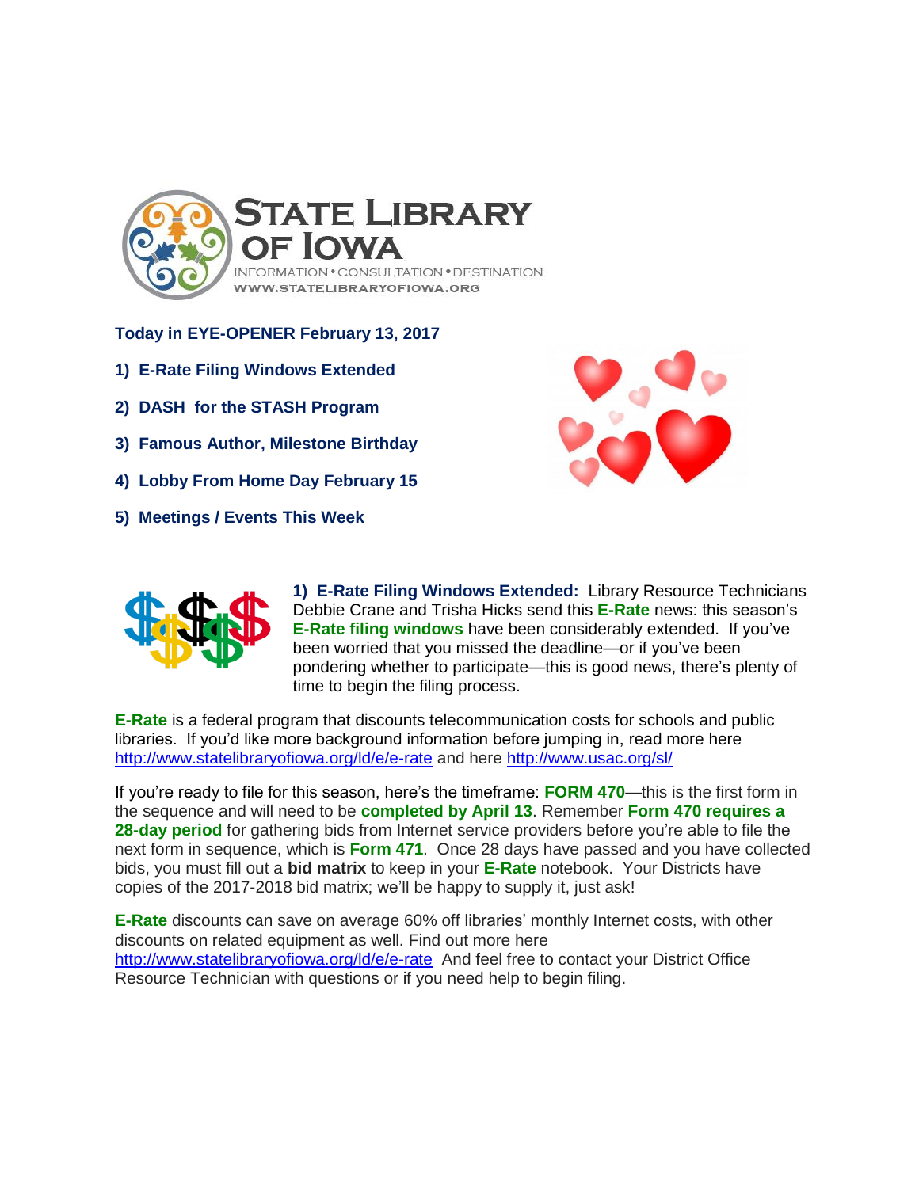# STATE LIBRARY OF IOWA

INFORMATION • CONSULTATION • DESTINATION

WWW.STATELIBRARYOFIOWA.ORG

**Today in EYE-OPENER February 13, 2017**

1) **E-Rate Filing Windows Extended**
2) **DASH for the STASH Program**
3) **Famous Author, Milestone Birthday**
4) **Lobby From Home Day February 15**
5) **Meetings / Events This Week**

## 1) E-Rate Filing Windows Extended:

Library Resource Technicians Debbie Crane and Trisha Hicks send this **E-Rate** news: this season's **E-Rate filing windows** have been considerably extended. If you've been worried that you missed the deadline—or if you've been pondering whether to participate—this is good news, there's plenty of time to begin the filing process.

**E-Rate** is a federal program that discounts telecommunication costs for schools and public libraries. If you'd like more background information before jumping in, read more here http://www.statelibraryofiowa.org/ld/e/e-rate and here http://www.usac.org/sl/

If you're ready to file for this season, here's the timeframe: **FORM 470**—this is the first form in the sequence and will need to be **completed by April 13**. Remember **Form 470 requires a 28-day period** for gathering bids from Internet service providers before you're able to file the next form in sequence, which is **Form 471**. Once 28 days have passed and you have collected bids, you must fill out a **bid matrix** to keep in your **E-Rate** notebook. Your Districts have copies of the 2017-2018 bid matrix; we'll be happy to supply it, just ask!

**E-Rate** discounts can save on average 60% off libraries' monthly Internet costs, with other discounts on related equipment as well. Find out more here http://www.statelibraryofiowa.org/ld/e/e-rate And feel free to contact your District Office Resource Technician with questions or if you need help to begin filing.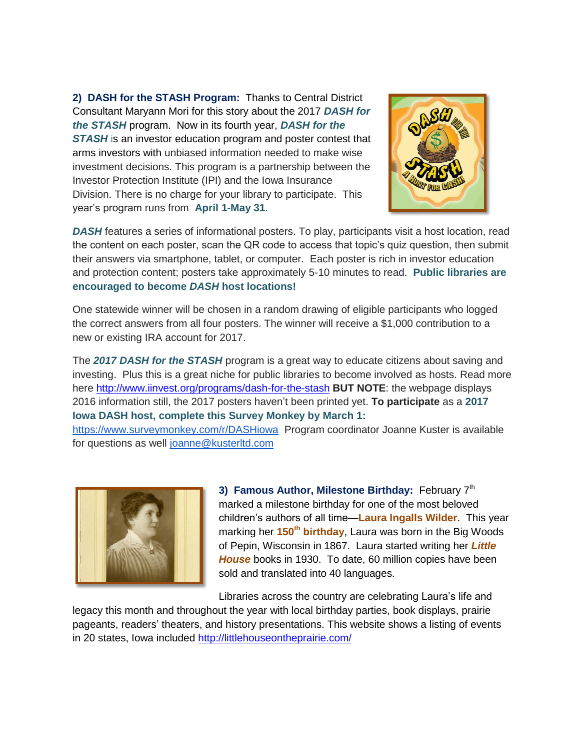**2) DASH for the STASH Program:** Thanks to Central District Consultant Maryann Mori for this story about the 2017 ***DASH for the STASH*** program. Now in its fourth year, ***DASH for the STASH*** is an investor education program and poster contest that arms investors with unbiased information needed to make wise investment decisions. This program is a partnership between the Investor Protection Institute (IPI) and the Iowa Insurance Division. There is no charge for your library to participate. This year's program runs from **April 1-May 31**.

***DASH*** features a series of informational posters. To play, participants visit a host location, read the content on each poster, scan the QR code to access that topic's quiz question, then submit their answers via smartphone, tablet, or computer. Each poster is rich in investor education and protection content; posters take approximately 5-10 minutes to read. **Public libraries are encouraged to become *DASH* host locations!**

One statewide winner will be chosen in a random drawing of eligible participants who logged the correct answers from all four posters. The winner will receive a $1,000 contribution to a new or existing IRA account for 2017.

The ***2017 DASH for the STASH*** program is a great way to educate citizens about saving and investing. Plus this is a great niche for public libraries to become involved as hosts. Read more here http://www.iinvest.org/programs/dash-for-the-stash **BUT NOTE**: the webpage displays 2016 information still, the 2017 posters haven't been printed yet. **To participate** as a **2017 Iowa DASH host, complete this Survey Monkey by March 1:** https://www.surveymonkey.com/r/DASHiowa Program coordinator Joanne Kuster is available for questions as well joanne@kusterltd.com

**3) Famous Author, Milestone Birthday:** February 7th marked a milestone birthday for one of the most beloved children's authors of all time—**Laura Ingalls Wilder**. This year marking her **150th birthday**, Laura was born in the Big Woods of Pepin, Wisconsin in 1867. Laura started writing her ***Little House*** books in 1930. To date, 60 million copies have been sold and translated into 40 languages.

Libraries across the country are celebrating Laura's life and legacy this month and throughout the year with local birthday parties, book displays, prairie pageants, readers' theaters, and history presentations. This website shows a listing of events in 20 states, Iowa included http://littlehouseontheprairie.com/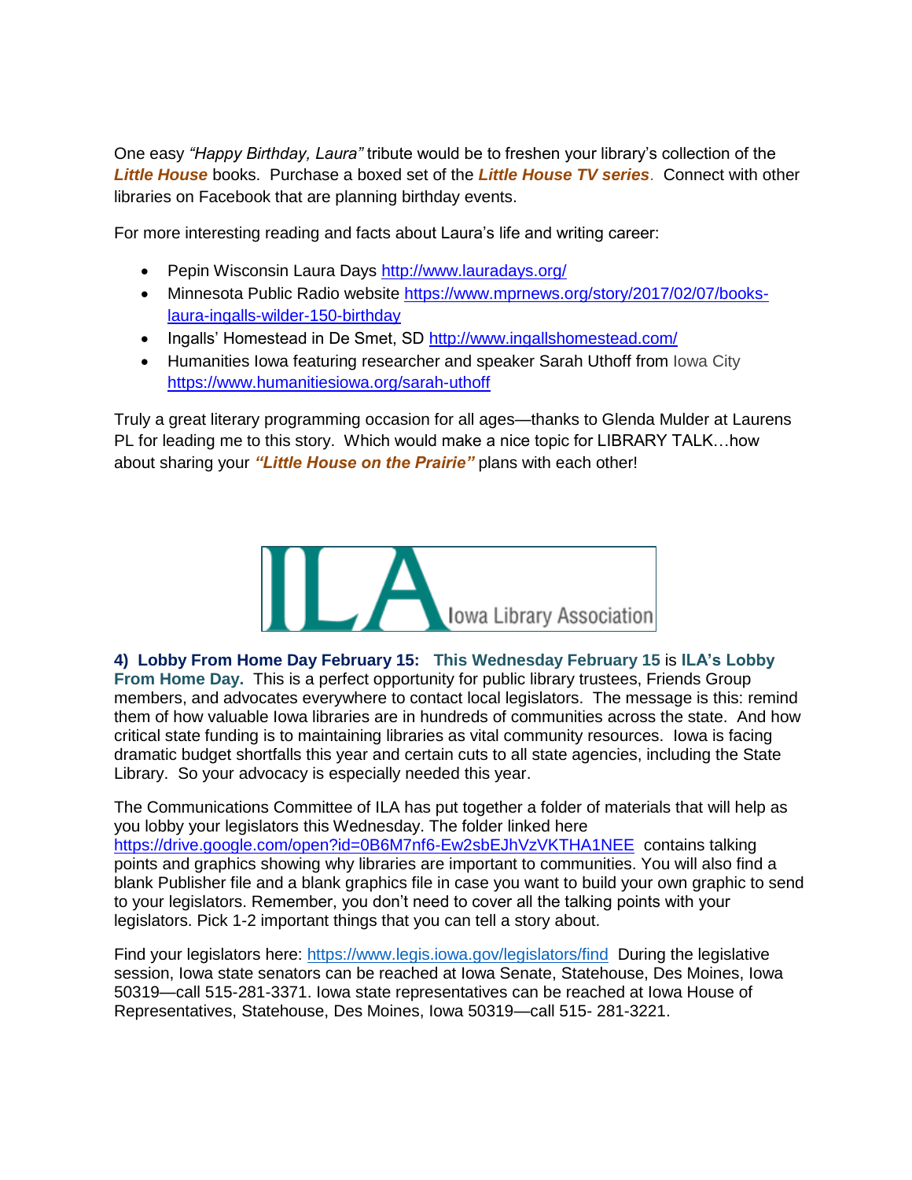One easy *"Happy Birthday, Laura"* tribute would be to freshen your library's collection of the ***Little House*** books. Purchase a boxed set of the ***Little House TV series***. Connect with other libraries on Facebook that are planning birthday events.

For more interesting reading and facts about Laura's life and writing career:

- Pepin Wisconsin Laura Days http://www.lauradays.org/
- Minnesota Public Radio website https://www.mprnews.org/story/2017/02/07/books-laura-ingalls-wilder-150-birthday
- Ingalls' Homestead in De Smet, SD http://www.ingallshomestead.com/
- Humanities Iowa featuring researcher and speaker Sarah Uthoff from Iowa City https://www.humanitiesiowa.org/sarah-uthoff

Truly a great literary programming occasion for all ages—thanks to Glenda Mulder at Laurens PL for leading me to this story. Which would make a nice topic for LIBRARY TALK…how about sharing your ***"Little House on the Prairie"*** plans with each other!

ILA Iowa Library Association

**4) Lobby From Home Day February 15: This Wednesday February 15** is **ILA's Lobby From Home Day.** This is a perfect opportunity for public library trustees, Friends Group members, and advocates everywhere to contact local legislators. The message is this: remind them of how valuable Iowa libraries are in hundreds of communities across the state. And how critical state funding is to maintaining libraries as vital community resources. Iowa is facing dramatic budget shortfalls this year and certain cuts to all state agencies, including the State Library. So your advocacy is especially needed this year.

The Communications Committee of ILA has put together a folder of materials that will help as you lobby your legislators this Wednesday. The folder linked here https://drive.google.com/open?id=0B6M7nf6-Ew2sbEJhVzVKTHA1NEE contains talking points and graphics showing why libraries are important to communities. You will also find a blank Publisher file and a blank graphics file in case you want to build your own graphic to send to your legislators. Remember, you don't need to cover all the talking points with your legislators. Pick 1-2 important things that you can tell a story about.

Find your legislators here: https://www.legis.iowa.gov/legislators/find During the legislative session, Iowa state senators can be reached at Iowa Senate, Statehouse, Des Moines, Iowa 50319—call 515-281-3371. Iowa state representatives can be reached at Iowa House of Representatives, Statehouse, Des Moines, Iowa 50319—call 515- 281-3221.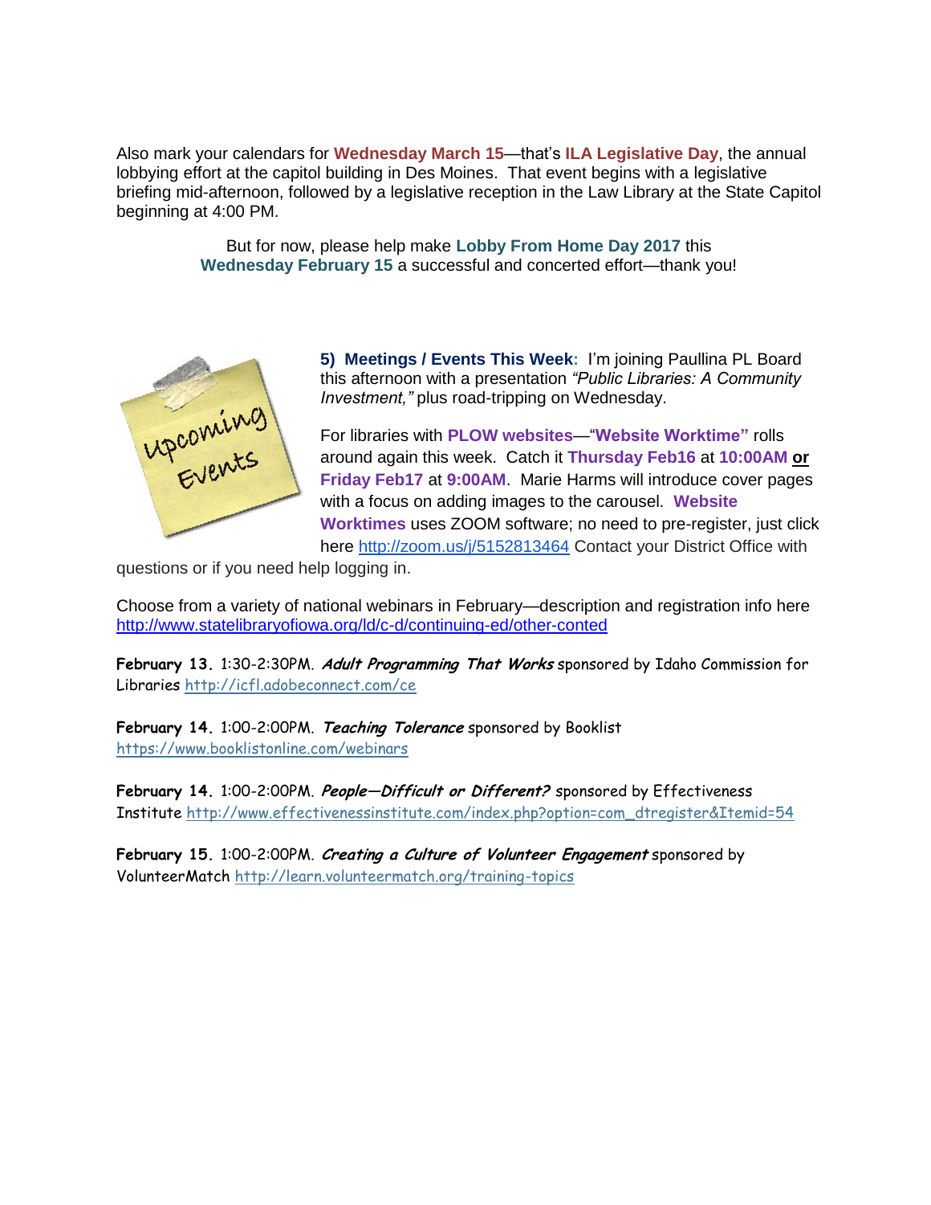Also mark your calendars for **Wednesday March 15**—that's **ILA Legislative Day**, the annual lobbying effort at the capitol building in Des Moines. That event begins with a legislative briefing mid-afternoon, followed by a legislative reception in the Law Library at the State Capitol beginning at 4:00 PM.

But for now, please help make **Lobby From Home Day 2017** this **Wednesday February 15** a successful and concerted effort—thank you!

**5) Meetings / Events This Week:** I'm joining Paullina PL Board this afternoon with a presentation *"Public Libraries: A Community Investment,"* plus road-tripping on Wednesday.

For libraries with **PLOW websites**—"**Website Worktime"** rolls around again this week. Catch it **Thursday Feb16** at **10:00AM** **or** **Friday Feb17** at **9:00AM**. Marie Harms will introduce cover pages with a focus on adding images to the carousel. **Website Worktimes** uses ZOOM software; no need to pre-register, just click here http://zoom.us/j/5152813464 Contact your District Office with questions or if you need help logging in.

Choose from a variety of national webinars in February—description and registration info here http://www.statelibraryofiowa.org/ld/c-d/continuing-ed/other-conted

**February 13.** 1:30-2:30PM. ***Adult Programming That Works*** sponsored by Idaho Commission for Libraries http://icfl.adobeconnect.com/ce

**February 14.** 1:00-2:00PM. ***Teaching Tolerance*** sponsored by Booklist https://www.booklistonline.com/webinars

**February 14.** 1:00-2:00PM. ***People—Difficult or Different?*** sponsored by Effectiveness Institute http://www.effectivenessinstitute.com/index.php?option=com_dtregister&Itemid=54

**February 15.** 1:00-2:00PM. ***Creating a Culture of Volunteer Engagement*** sponsored by VolunteerMatch http://learn.volunteermatch.org/training-topics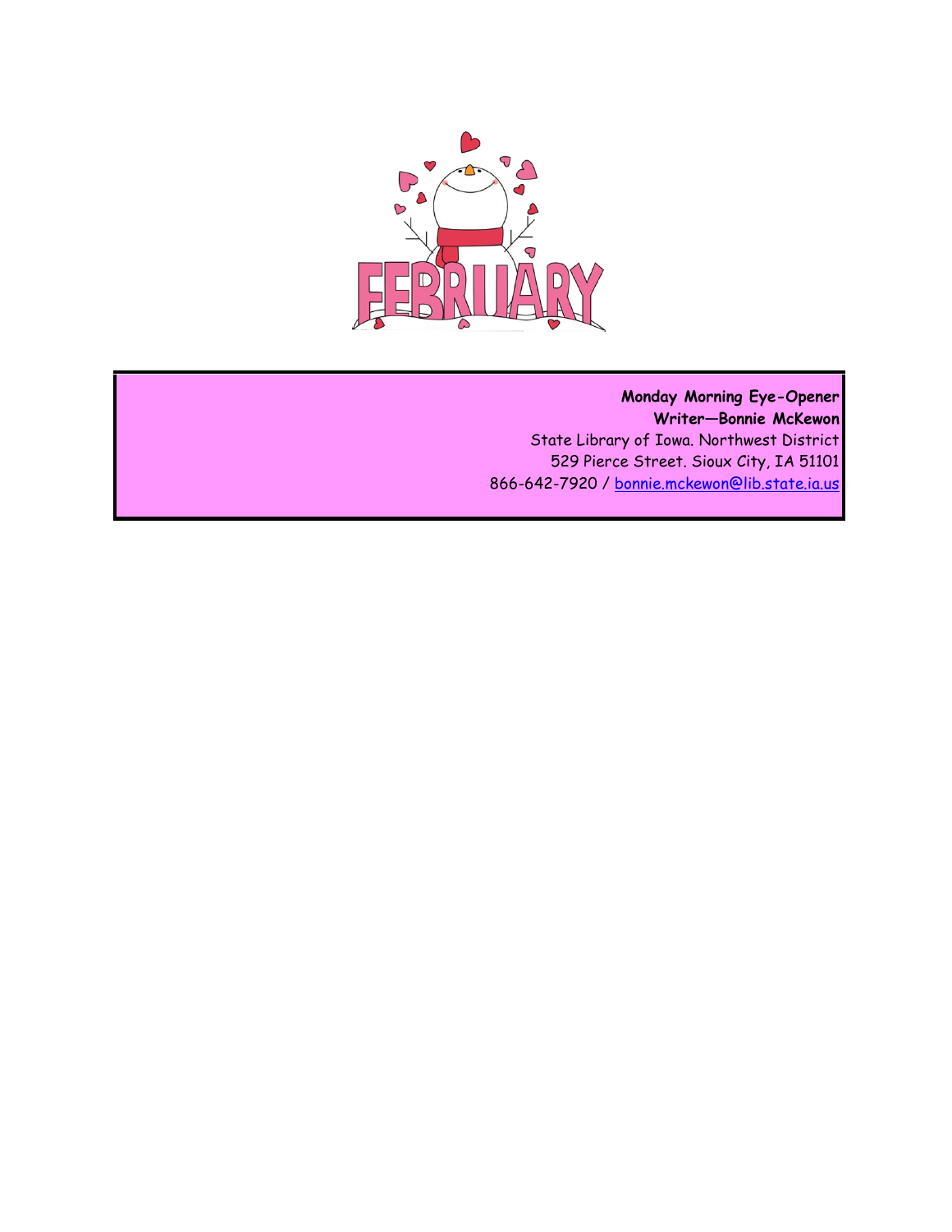**Monday Morning Eye-Opener**
**Writer—Bonnie McKewon**
State Library of Iowa. Northwest District
529 Pierce Street. Sioux City, IA 51101
866-642-7920 / bonnie.mckewon@lib.state.ia.us